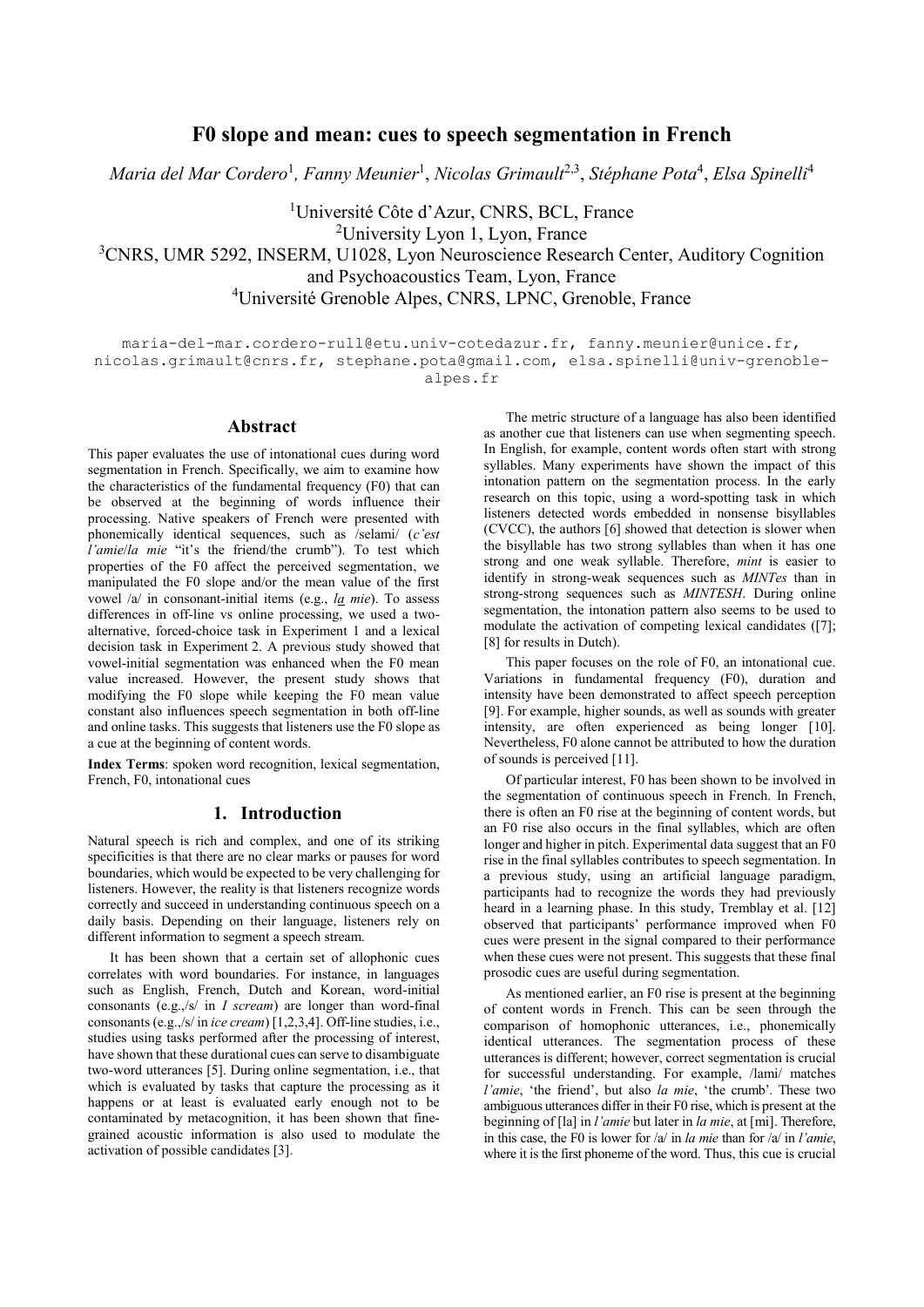# F0 slope and mean: cues to speech segmentation in French

*Maria del Mar Cordero*[1], *Fanny Meunier*[1], *Nicolas Grimault*[2,3], *Stéphane Pota*[4], *Elsa Spinelli*[4]

[1]Université Côte d'Azur, CNRS, BCL, France
[2]University Lyon 1, Lyon, France
[3]CNRS, UMR 5292, INSERM, U1028, Lyon Neuroscience Research Center, Auditory Cognition and Psychoacoustics Team, Lyon, France
[4]Université Grenoble Alpes, CNRS, LPNC, Grenoble, France

maria-del-mar.cordero-rull@etu.univ-cotedazur.fr, fanny.meunier@unice.fr, nicolas.grimault@cnrs.fr, stephane.pota@gmail.com, elsa.spinelli@univ-grenoble-alpes.fr

## Abstract

This paper evaluates the use of intonational cues during word segmentation in French. Specifically, we aim to examine how the characteristics of the fundamental frequency (F0) that can be observed at the beginning of words influence their processing. Native speakers of French were presented with phonemically identical sequences, such as /selami/ (*c'est l'amie*/*la mie* "it's the friend/the crumb"). To test which properties of the F0 affect the perceived segmentation, we manipulated the F0 slope and/or the mean value of the first vowel /a/ in consonant-initial items (e.g., *l<u>a</u> mie*). To assess differences in off-line vs online processing, we used a two-alternative, forced-choice task in Experiment 1 and a lexical decision task in Experiment 2. A previous study showed that vowel-initial segmentation was enhanced when the F0 mean value increased. However, the present study shows that modifying the F0 slope while keeping the F0 mean value constant also influences speech segmentation in both off-line and online tasks. This suggests that listeners use the F0 slope as a cue at the beginning of content words.

**Index Terms**: spoken word recognition, lexical segmentation, French, F0, intonational cues

## 1. Introduction

Natural speech is rich and complex, and one of its striking specificities is that there are no clear marks or pauses for word boundaries, which would be expected to be very challenging for listeners. However, the reality is that listeners recognize words correctly and succeed in understanding continuous speech on a daily basis. Depending on their language, listeners rely on different information to segment a speech stream.

It has been shown that a certain set of allophonic cues correlates with word boundaries. For instance, in languages such as English, French, Dutch and Korean, word-initial consonants (e.g.,/s/ in *I scream*) are longer than word-final consonants (e.g.,/s/ in *ice cream*) [1,2,3,4]. Off-line studies, i.e., studies using tasks performed after the processing of interest, have shown that these durational cues can serve to disambiguate two-word utterances [5]. During online segmentation, i.e., that which is evaluated by tasks that capture the processing as it happens or at least is evaluated early enough not to be contaminated by metacognition, it has been shown that fine-grained acoustic information is also used to modulate the activation of possible candidates [3].

The metric structure of a language has also been identified as another cue that listeners can use when segmenting speech. In English, for example, content words often start with strong syllables. Many experiments have shown the impact of this intonation pattern on the segmentation process. In the early research on this topic, using a word-spotting task in which listeners detected words embedded in nonsense bisyllables (CVCC), the authors [6] showed that detection is slower when the bisyllable has two strong syllables than when it has one strong and one weak syllable. Therefore, *mint* is easier to identify in strong-weak sequences such as *MINTes* than in strong-strong sequences such as *MINTESH*. During online segmentation, the intonation pattern also seems to be used to modulate the activation of competing lexical candidates ([7]; [8] for results in Dutch).

This paper focuses on the role of F0, an intonational cue. Variations in fundamental frequency (F0), duration and intensity have been demonstrated to affect speech perception [9]. For example, higher sounds, as well as sounds with greater intensity, are often experienced as being longer [10]. Nevertheless, F0 alone cannot be attributed to how the duration of sounds is perceived [11].

Of particular interest, F0 has been shown to be involved in the segmentation of continuous speech in French. In French, there is often an F0 rise at the beginning of content words, but an F0 rise also occurs in the final syllables, which are often longer and higher in pitch. Experimental data suggest that an F0 rise in the final syllables contributes to speech segmentation. In a previous study, using an artificial language paradigm, participants had to recognize the words they had previously heard in a learning phase. In this study, Tremblay et al. [12] observed that participants' performance improved when F0 cues were present in the signal compared to their performance when these cues were not present. This suggests that these final prosodic cues are useful during segmentation.

As mentioned earlier, an F0 rise is present at the beginning of content words in French. This can be seen through the comparison of homophonic utterances, i.e., phonemically identical utterances. The segmentation process of these utterances is different; however, correct segmentation is crucial for successful understanding. For example, /lami/ matches *l'amie*, 'the friend', but also *la mie*, 'the crumb'. These two ambiguous utterances differ in their F0 rise, which is present at the beginning of [la] in *l'amie* but later in *la mie*, at [mi]. Therefore, in this case, the F0 is lower for /a/ in *la mie* than for /a/ in *l'amie*, where it is the first phoneme of the word. Thus, this cue is crucial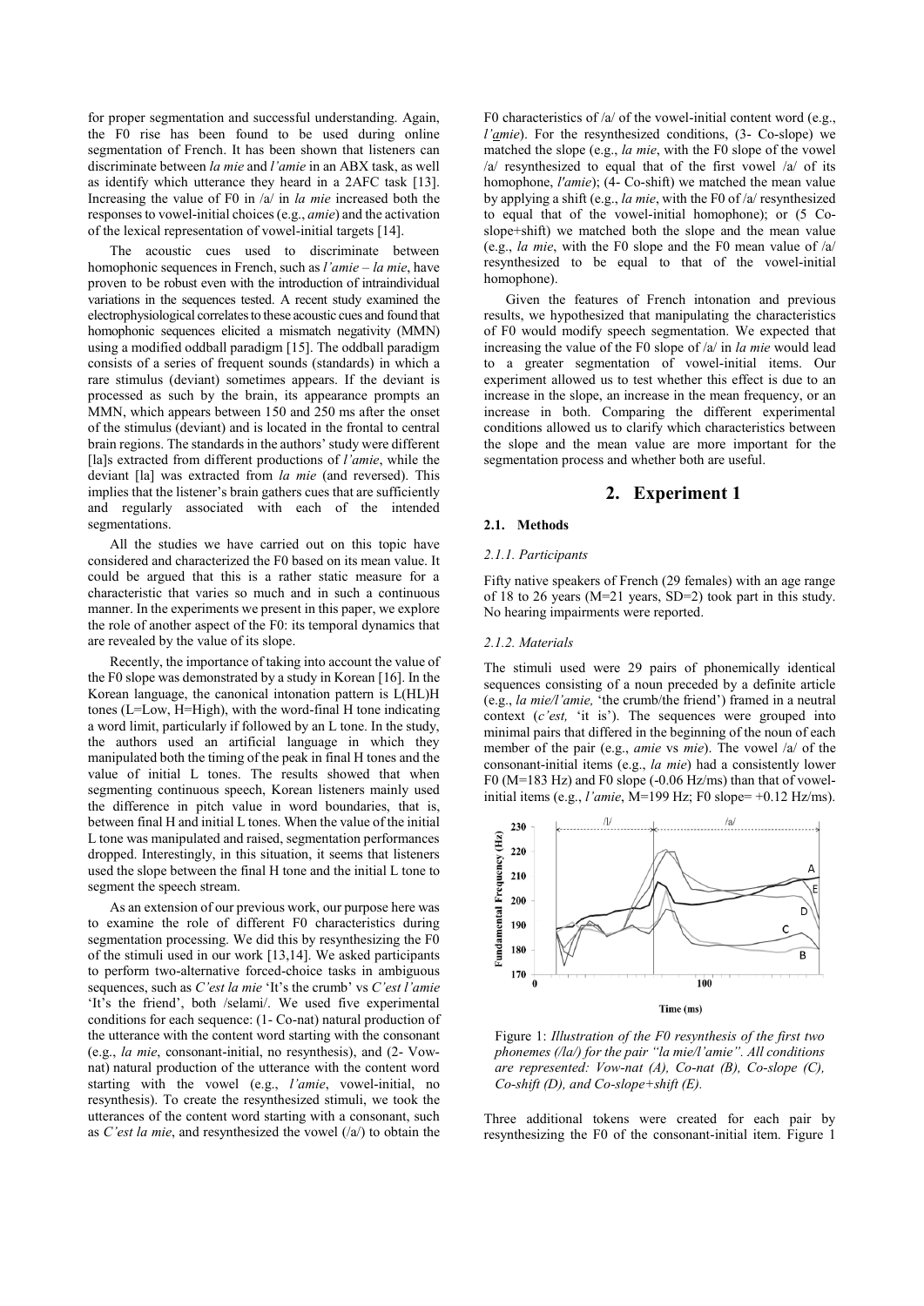for proper segmentation and successful understanding. Again, the F0 rise has been found to be used during online segmentation of French. It has been shown that listeners can discriminate between *la mie* and *l'amie* in an ABX task, as well as identify which utterance they heard in a 2AFC task [13]. Increasing the value of F0 in /a/ in *la mie* increased both the responses to vowel-initial choices (e.g., *amie*) and the activation of the lexical representation of vowel-initial targets [14].

The acoustic cues used to discriminate between homophonic sequences in French, such as *l'amie – la mie*, have proven to be robust even with the introduction of intraindividual variations in the sequences tested. A recent study examined the electrophysiological correlates to these acoustic cues and found that homophonic sequences elicited a mismatch negativity (MMN) using a modified oddball paradigm [15]. The oddball paradigm consists of a series of frequent sounds (standards) in which a rare stimulus (deviant) sometimes appears. If the deviant is processed as such by the brain, its appearance prompts an MMN, which appears between 150 and 250 ms after the onset of the stimulus (deviant) and is located in the frontal to central brain regions. The standards in the authors' study were different [la]'s extracted from different productions of *l'amie*, while the deviant [la] was extracted from *la mie* (and reversed). This implies that the listener's brain gathers cues that are sufficiently and regularly associated with each of the intended segmentations.

All the studies we have carried out on this topic have considered and characterized the F0 based on its mean value. It could be argued that this is a rather static measure for a characteristic that varies so much and in such a continuous manner. In the experiments we present in this paper, we explore the role of another aspect of the F0: its temporal dynamics that are revealed by the value of its slope.

Recently, the importance of taking into account the value of the F0 slope was demonstrated by a study in Korean [16]. In the Korean language, the canonical intonation pattern is L(HL)H tones (L=Low, H=High), with the word-final H tone indicating a word limit, particularly if followed by an L tone. In the study, the authors used an artificial language in which they manipulated both the timing of the peak in final H tones and the value of initial L tones. The results showed that when segmenting continuous speech, Korean listeners mainly used the difference in pitch value in word boundaries, that is, between final H and initial L tones. When the value of the initial L tone was manipulated and raised, segmentation performances dropped. Interestingly, in this situation, it seems that listeners used the slope between the final H tone and the initial L tone to segment the speech stream.

As an extension of our previous work, our purpose here was to examine the role of different F0 characteristics during segmentation processing. We did this by resynthesizing the F0 of the stimuli used in our work [13,14]. We asked participants to perform two-alternative forced-choice tasks in ambiguous sequences, such as *C'est la mie* 'It's the crumb' vs *C'est l'amie* 'It's the friend', both /selami/. We used five experimental conditions for each sequence: (1- Co-nat) natural production of the utterance with the content word starting with the consonant (e.g., *la mie*, consonant-initial, no resynthesis), and (2- Vow-nat) natural production of the utterance with the content word starting with the vowel (e.g., *l'amie*, vowel-initial, no resynthesis). To create the resynthesized stimuli, we took the utterances of the content word starting with a consonant, such as *C'est la mie*, and resynthesized the vowel (/a/) to obtain the F0 characteristics of /a/ of the vowel-initial content word (e.g., *l'amie*). For the resynthesized conditions, (3- Co-slope) we matched the slope (e.g., *la mie*, with the F0 slope of the vowel /a/ resynthesized to equal that of the first vowel /a/ of its homophone, *l'amie*); (4- Co-shift) we matched the mean value by applying a shift (e.g., *la mie*, with the F0 of /a/ resynthesized to equal that of the vowel-initial homophone); or (5 Co-slope+shift) we matched both the slope and the mean value (e.g., *la mie*, with the F0 slope and the F0 mean value of /a/ resynthesized to be equal to that of the vowel-initial homophone).

Given the features of French intonation and previous results, we hypothesized that manipulating the characteristics of F0 would modify speech segmentation. We expected that increasing the value of the F0 slope of /a/ in *la mie* would lead to a greater segmentation of vowel-initial items. Our experiment allowed us to test whether this effect is due to an increase in the slope, an increase in the mean frequency, or an increase in both. Comparing the different experimental conditions allowed us to clarify which characteristics between the slope and the mean value are more important for the segmentation process and whether both are useful.

## 2. Experiment 1

### 2.1. Methods

#### *2.1.1. Participants*

Fifty native speakers of French (29 females) with an age range of 18 to 26 years (M=21 years, SD=2) took part in this study. No hearing impairments were reported.

#### *2.1.2. Materials*

The stimuli used were 29 pairs of phonemically identical sequences consisting of a noun preceded by a definite article (e.g., *la mie/l'amie,* 'the crumb/the friend') framed in a neutral context (*c'est,* 'it is'). The sequences were grouped into minimal pairs that differed in the beginning of the noun of each member of the pair (e.g., *amie* vs *mie*). The vowel /a/ of the consonant-initial items (e.g., *la mie*) had a consistently lower F0 (M=183 Hz) and F0 slope (-0.06 Hz/ms) than that of vowel-initial items (e.g., *l'amie*, M=199 Hz; F0 slope= +0.12 Hz/ms).

Figure 1: *Illustration of the F0 resynthesis of the first two phonemes (/la/) for the pair "la mie/l'amie". All conditions are represented: Vow-nat (A), Co-nat (B), Co-slope (C), Co-shift (D), and Co-slope+shift (E).*

Three additional tokens were created for each pair by resynthesizing the F0 of the consonant-initial item. Figure 1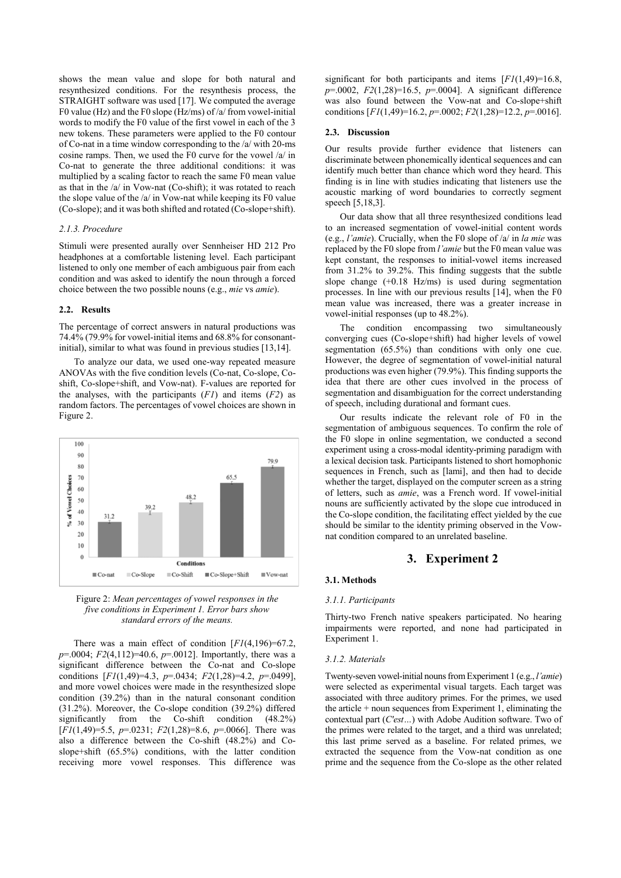shows the mean value and slope for both natural and resynthesized conditions. For the resynthesis process, the STRAIGHT software was used [17]. We computed the average F0 value (Hz) and the F0 slope (Hz/ms) of /a/ from vowel-initial words to modify the F0 value of the first vowel in each of the 3 new tokens. These parameters were applied to the F0 contour of Co-nat in a time window corresponding to the /a/ with 20-ms cosine ramps. Then, we used the F0 curve for the vowel /a/ in Co-nat to generate the three additional conditions: it was multiplied by a scaling factor to reach the same F0 mean value as that in the /a/ in Vow-nat (Co-shift); it was rotated to reach the slope value of the /a/ in Vow-nat while keeping its F0 value (Co-slope); and it was both shifted and rotated (Co-slope+shift).

#### 2.1.3. Procedure

Stimuli were presented aurally over Sennheiser HD 212 Pro headphones at a comfortable listening level. Each participant listened to only one member of each ambiguous pair from each condition and was asked to identify the noun through a forced choice between the two possible nouns (e.g., *mie* vs *amie*).

### 2.2. Results

The percentage of correct answers in natural productions was 74.4% (79.9% for vowel-initial items and 68.8% for consonant-initial), similar to what was found in previous studies [13,14].

To analyze our data, we used one-way repeated measure ANOVAs with the five condition levels (Co-nat, Co-slope, Co-shift, Co-slope+shift, and Vow-nat). F-values are reported for the analyses, with the participants (*F1*) and items (*F2*) as random factors. The percentages of vowel choices are shown in Figure 2.

Figure 2: *Mean percentages of vowel responses in the five conditions in Experiment 1. Error bars show standard errors of the means.*

There was a main effect of condition [$F1(4,196)=67.2$, $p=.0004$; $F2(4,112)=40.6$, $p=.0012$]. Importantly, there was a significant difference between the Co-nat and Co-slope conditions [$F1(1,49)=4.3$, $p=.0434$; $F2(1,28)=4.2$, $p=.0499$], and more vowel choices were made in the resynthesized slope condition (39.2%) than in the natural consonant condition (31.2%). Moreover, the Co-slope condition (39.2%) differed significantly from the Co-shift condition (48.2%) [$F1(1,49)=5.5$, $p=.0231$; $F2(1,28)=8.6$, $p=.0066$]. There was also a difference between the Co-shift (48.2%) and Co-slope+shift (65.5%) conditions, with the latter condition receiving more vowel responses. This difference was significant for both participants and items [$F1(1,49)=16.8$, $p=.0002$, $F2(1,28)=16.5$, $p=.0004$]. A significant difference was also found between the Vow-nat and Co-slope+shift conditions [$F1(1,49)=16.2$, $p=.0002$; $F2(1,28)=12.2$, $p=.0016$].

### 2.3. Discussion

Our results provide further evidence that listeners can discriminate between phonemically identical sequences and can identify much better than chance which word they heard. This finding is in line with studies indicating that listeners use the acoustic marking of word boundaries to correctly segment speech [5,18,3].

Our data show that all three resynthesized conditions lead to an increased segmentation of vowel-initial content words (e.g., *l'amie*). Crucially, when the F0 slope of /a/ in *la mie* was replaced by the F0 slope from *l'amie* but the F0 mean value was kept constant, the responses to initial-vowel items increased from 31.2% to 39.2%. This finding suggests that the subtle slope change (+0.18 Hz/ms) is used during segmentation processes. In line with our previous results [14], when the F0 mean value was increased, there was a greater increase in vowel-initial responses (up to 48.2%).

The condition encompassing two simultaneously converging cues (Co-slope+shift) had higher levels of vowel segmentation (65.5%) than conditions with only one cue. However, the degree of segmentation of vowel-initial natural productions was even higher (79.9%). This finding supports the idea that there are other cues involved in the process of segmentation and disambiguation for the correct understanding of speech, including durational and formant cues.

Our results indicate the relevant role of F0 in the segmentation of ambiguous sequences. To confirm the role of the F0 slope in online segmentation, we conducted a second experiment using a cross-modal identity-priming paradigm with a lexical decision task. Participants listened to short homophonic sequences in French, such as [lami], and then had to decide whether the target, displayed on the computer screen as a string of letters, such as *amie*, was a French word. If vowel-initial nouns are sufficiently activated by the slope cue introduced in the Co-slope condition, the facilitating effect yielded by the cue should be similar to the identity priming observed in the Vow-nat condition compared to an unrelated baseline.

## 3. Experiment 2

### 3.1. Methods

#### 3.1.1. Participants

Thirty-two French native speakers participated. No hearing impairments were reported, and none had participated in Experiment 1.

#### 3.1.2. Materials

Twenty-seven vowel-initial nouns from Experiment 1 (e.g., *l'amie*) were selected as experimental visual targets. Each target was associated with three auditory primes. For the primes, we used the article + noun sequences from Experiment 1, eliminating the contextual part (*C'est…*) with Adobe Audition software. Two of the primes were related to the target, and a third was unrelated; this last prime served as a baseline. For related primes, we extracted the sequence from the Vow-nat condition as one prime and the sequence from the Co-slope as the other related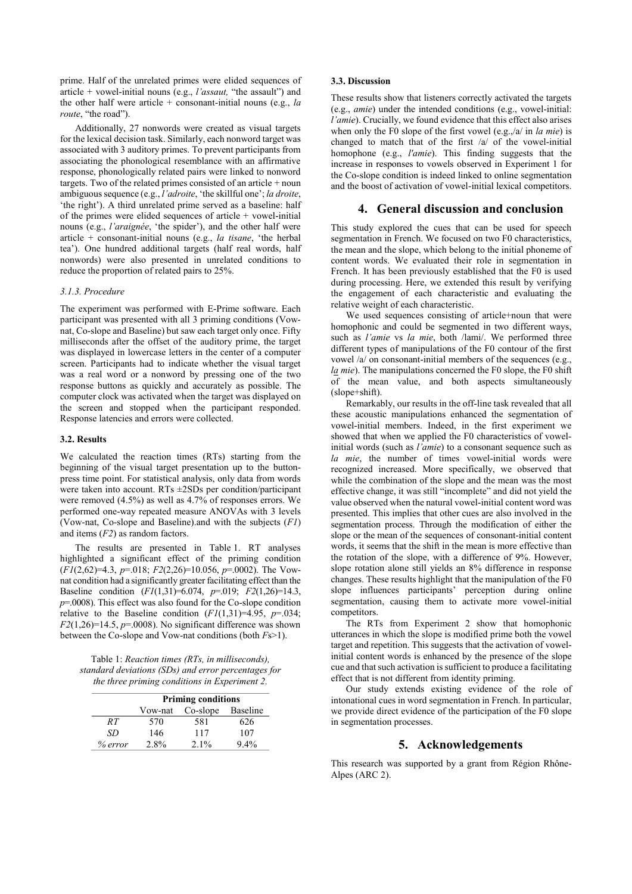prime. Half of the unrelated primes were elided sequences of article + vowel-initial nouns (e.g., *l'assaut,* "the assault") and the other half were article + consonant-initial nouns (e.g., *la route*, "the road").

Additionally, 27 nonwords were created as visual targets for the lexical decision task. Similarly, each nonword target was associated with 3 auditory primes. To prevent participants from associating the phonological resemblance with an affirmative response, phonologically related pairs were linked to nonword targets. Two of the related primes consisted of an article + noun ambiguous sequence (e.g., *l'adroite*, 'the skillful one'; *la droite*, 'the right'). A third unrelated prime served as a baseline: half of the primes were elided sequences of article + vowel-initial nouns (e.g., *l'araignée*, 'the spider'), and the other half were article + consonant-initial nouns (e.g., *la tisane*, 'the herbal tea'). One hundred additional targets (half real words, half nonwords) were also presented in unrelated conditions to reduce the proportion of related pairs to 25%.

#### *3.1.3. Procedure*

The experiment was performed with E-Prime software. Each participant was presented with all 3 priming conditions (Vow-nat, Co-slope and Baseline) but saw each target only once. Fifty milliseconds after the offset of the auditory prime, the target was displayed in lowercase letters in the center of a computer screen. Participants had to indicate whether the visual target was a real word or a nonword by pressing one of the two response buttons as quickly and accurately as possible. The computer clock was activated when the target was displayed on the screen and stopped when the participant responded. Response latencies and errors were collected.

### 3.2. Results

We calculated the reaction times (RTs) starting from the beginning of the visual target presentation up to the button-press time point. For statistical analysis, only data from words were taken into account. RTs ±2SDs per condition/participant were removed (4.5%) as well as 4.7% of responses errors. We performed one-way repeated measure ANOVAs with 3 levels (Vow-nat, Co-slope and Baseline).and with the subjects (*F1*) and items (*F2*) as random factors.

The results are presented in Table 1. RT analyses highlighted a significant effect of the priming condition ($F1(2,62)=4.3$, $p=.018$; $F2(2,26)=10.056$, $p=.0002$). The Vow-nat condition had a significantly greater facilitating effect than the Baseline condition ($F1(1,31)=6.074$, $p=.019$; $F2(1,26)=14.3$, $p=.0008$). This effect was also found for the Co-slope condition relative to the Baseline condition ($F1(1,31)=4.95$, $p=.034$; $F2(1,26)=14.5$, $p=.0008$). No significant difference was shown between the Co-slope and Vow-nat conditions (both $Fs>1$).

Table 1: *Reaction times (RTs, in milliseconds), standard deviations (SDs) and error percentages for the three priming conditions in Experiment 2.*

| | Priming conditions | | |
|---|---|---|---|
| | Vow-nat | Co-slope | Baseline |
| *RT* | 570 | 581 | 626 |
| *SD* | 146 | 117 | 107 |
| *% error* | 2.8% | 2.1% | 9.4% |

### 3.3. Discussion

These results show that listeners correctly activated the targets (e.g., *amie*) under the intended conditions (e.g., vowel-initial: *l'amie*). Crucially, we found evidence that this effect also arises when only the F0 slope of the first vowel (e.g.,/a/ in *la mie*) is changed to match that of the first /a/ of the vowel-initial homophone (e.g., *l'amie*). This finding suggests that the increase in responses to vowels observed in Experiment 1 for the Co-slope condition is indeed linked to online segmentation and the boost of activation of vowel-initial lexical competitors.

## 4. General discussion and conclusion

This study explored the cues that can be used for speech segmentation in French. We focused on two F0 characteristics, the mean and the slope, which belong to the initial phoneme of content words. We evaluated their role in segmentation in French. It has been previously established that the F0 is used during processing. Here, we extended this result by verifying the engagement of each characteristic and evaluating the relative weight of each characteristic.

We used sequences consisting of article+noun that were homophonic and could be segmented in two different ways, such as *l'amie* vs *la mie*, both /lami/. We performed three different types of manipulations of the F0 contour of the first vowel /a/ on consonant-initial members of the sequences (e.g., *la mie*). The manipulations concerned the F0 slope, the F0 shift of the mean value, and both aspects simultaneously (slope+shift).

Remarkably, our results in the off-line task revealed that all these acoustic manipulations enhanced the segmentation of vowel-initial members. Indeed, in the first experiment we showed that when we applied the F0 characteristics of vowel-initial words (such as *l'amie*) to a consonant sequence such as *la mie*, the number of times vowel-initial words were recognized increased. More specifically, we observed that while the combination of the slope and the mean was the most effective change, it was still "incomplete" and did not yield the value observed when the natural vowel-initial content word was presented. This implies that other cues are also involved in the segmentation process. Through the modification of either the slope or the mean of the sequences of consonant-initial content words, it seems that the shift in the mean is more effective than the rotation of the slope, with a difference of 9%. However, slope rotation alone still yields an 8% difference in response changes. These results highlight that the manipulation of the F0 slope influences participants' perception during online segmentation, causing them to activate more vowel-initial competitors.

The RTs from Experiment 2 show that homophonic utterances in which the slope is modified prime both the vowel target and repetition. This suggests that the activation of vowel-initial content words is enhanced by the presence of the slope cue and that such activation is sufficient to produce a facilitating effect that is not different from identity priming.

Our study extends existing evidence of the role of intonational cues in word segmentation in French. In particular, we provide direct evidence of the participation of the F0 slope in segmentation processes.

## 5. Acknowledgements

This research was supported by a grant from Région Rhône-Alpes (ARC 2).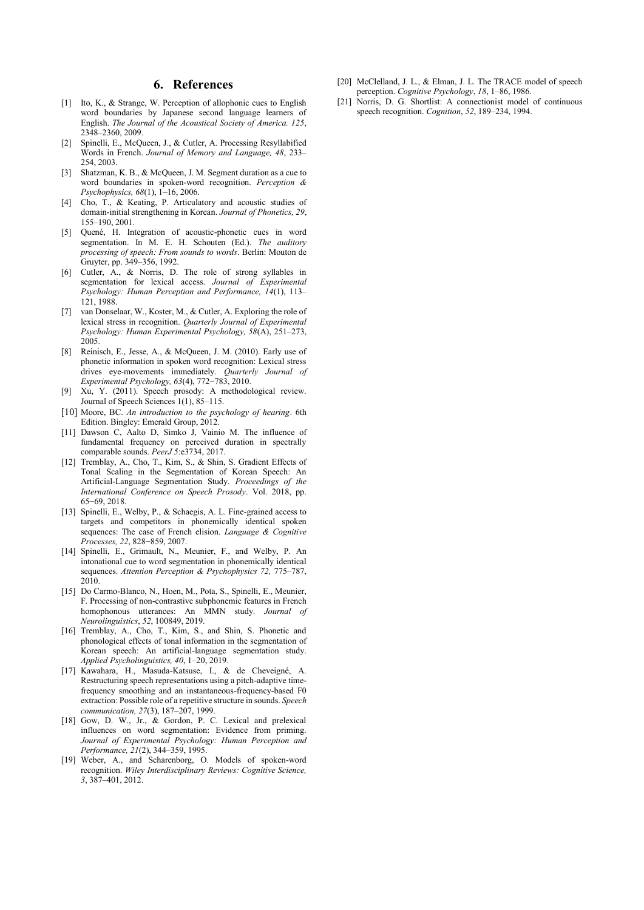# 6. References

[1] Ito, K., & Strange, W. Perception of allophonic cues to English word boundaries by Japanese second language learners of English. *The Journal of the Acoustical Society of America. 125*, 2348–2360, 2009.

[2] Spinelli, E., McQueen, J., & Cutler, A. Processing Resyllabified Words in French. *Journal of Memory and Language, 48*, 233–254, 2003.

[3] Shatzman, K. B., & McQueen, J. M. Segment duration as a cue to word boundaries in spoken-word recognition. *Perception & Psychophysics, 68*(1), 1–16, 2006.

[4] Cho, T., & Keating, P. Articulatory and acoustic studies of domain-initial strengthening in Korean. *Journal of Phonetics, 29*, 155–190, 2001.

[5] Quené, H. Integration of acoustic-phonetic cues in word segmentation. In M. E. H. Schouten (Ed.). *The auditory processing of speech: From sounds to words*. Berlin: Mouton de Gruyter, pp. 349–356, 1992.

[6] Cutler, A., & Norris, D. The role of strong syllables in segmentation for lexical access. *Journal of Experimental Psychology: Human Perception and Performance, 14*(1), 113–121, 1988.

[7] van Donselaar, W., Koster, M., & Cutler, A. Exploring the role of lexical stress in recognition. *Quarterly Journal of Experimental Psychology: Human Experimental Psychology, 58*(A), 251–273, 2005.

[8] Reinisch, E., Jesse, A., & McQueen, J. M. (2010). Early use of phonetic information in spoken word recognition: Lexical stress drives eye-movements immediately. *Quarterly Journal of Experimental Psychology, 63*(4), 772−783, 2010.

[9] Xu, Y. (2011). Speech prosody: A methodological review. Journal of Speech Sciences 1(1), 85–115.

[10] Moore, BC. *An introduction to the psychology of hearing*. 6th Edition. Bingley: Emerald Group, 2012.

[11] Dawson C, Aalto D, Simko J, Vainio M. The influence of fundamental frequency on perceived duration in spectrally comparable sounds. *PeerJ* 5:e3734, 2017.

[12] Tremblay, A., Cho, T., Kim, S., & Shin, S. Gradient Effects of Tonal Scaling in the Segmentation of Korean Speech: An Artificial-Language Segmentation Study. *Proceedings of the International Conference on Speech Prosody*. Vol. 2018, pp. 65−69, 2018.

[13] Spinelli, E., Welby, P., & Schaegis, A. L. Fine-grained access to targets and competitors in phonemically identical spoken sequences: The case of French elision. *Language & Cognitive Processes, 22*, 828−859, 2007.

[14] Spinelli, E., Grimault, N., Meunier, F., and Welby, P. An intonational cue to word segmentation in phonemically identical sequences. *Attention Perception & Psychophysics 72,* 775–787, 2010.

[15] Do Carmo-Blanco, N., Hoen, M., Pota, S., Spinelli, E., Meunier, F. Processing of non-contrastive subphonemic features in French homophonous utterances: An MMN study. *Journal of Neurolinguistics*, *52*, 100849, 2019.

[16] Tremblay, A., Cho, T., Kim, S., and Shin, S. Phonetic and phonological effects of tonal information in the segmentation of Korean speech: An artificial-language segmentation study. *Applied Psycholinguistics, 40*, 1–20, 2019.

[17] Kawahara, H., Masuda-Katsuse, I., & de Cheveigné, A. Restructuring speech representations using a pitch-adaptive time-frequency smoothing and an instantaneous-frequency-based F0 extraction: Possible role of a repetitive structure in sounds. *Speech communication, 27*(3), 187–207, 1999.

[18] Gow, D. W., Jr., & Gordon, P. C. Lexical and prelexical influences on word segmentation: Evidence from priming. *Journal of Experimental Psychology: Human Perception and Performance, 21*(2), 344–359, 1995.

[19] Weber, A., and Scharenborg, O. Models of spoken-word recognition. *Wiley Interdisciplinary Reviews: Cognitive Science, 3*, 387–401, 2012.

[20] McClelland, J. L., & Elman, J. L. The TRACE model of speech perception. *Cognitive Psychology*, *18*, 1–86, 1986.

[21] Norris, D. G. Shortlist: A connectionist model of continuous speech recognition. *Cognition*, *52*, 189–234, 1994.